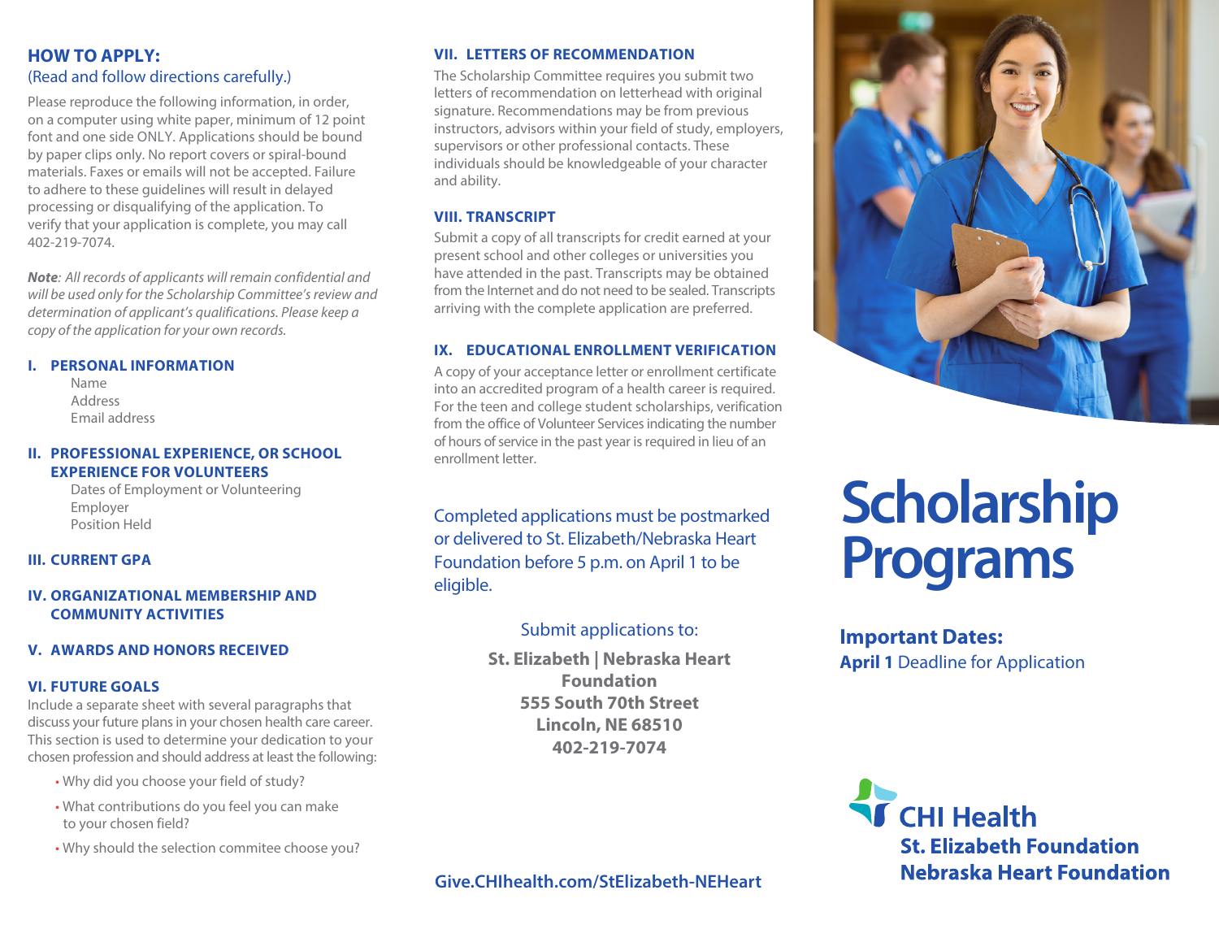## HOW TO APPLY:

(Read and follow directions carefully.)

Please reproduce the following information, in order, on a computer using white paper, minimum of 12 point font and one side ONLY. Applications should be bound by paper clips only. No report covers or spiral-bound materials. Faxes or emails will not be accepted. Failure to adhere to these guidelines will result in delayed processing or disqualifying of the application. To verify that your application is complete, you may call 402-219-7074.

***Note**: All records of applicants will remain confidential and will be used only for the Scholarship Committee's review and determination of applicant's qualifications. Please keep a copy of the application for your own records.*

### I. PERSONAL INFORMATION

Name
Address
Email address

### II. PROFESSIONAL EXPERIENCE, OR SCHOOL EXPERIENCE FOR VOLUNTEERS

Dates of Employment or Volunteering
Employer
Position Held

### III. CURRENT GPA

### IV. ORGANIZATIONAL MEMBERSHIP AND COMMUNITY ACTIVITIES

### V. AWARDS AND HONORS RECEIVED

### VI. FUTURE GOALS

Include a separate sheet with several paragraphs that discuss your future plans in your chosen health care career. This section is used to determine your dedication to your chosen profession and should address at least the following:

- Why did you choose your field of study?
- What contributions do you feel you can make to your chosen field?
- Why should the selection commitee choose you?

### VII. LETTERS OF RECOMMENDATION

The Scholarship Committee requires you submit two letters of recommendation on letterhead with original signature. Recommendations may be from previous instructors, advisors within your field of study, employers, supervisors or other professional contacts. These individuals should be knowledgeable of your character and ability.

### VIII. TRANSCRIPT

Submit a copy of all transcripts for credit earned at your present school and other colleges or universities you have attended in the past. Transcripts may be obtained from the Internet and do not need to be sealed. Transcripts arriving with the complete application are preferred.

### IX. EDUCATIONAL ENROLLMENT VERIFICATION

A copy of your acceptance letter or enrollment certificate into an accredited program of a health career is required. For the teen and college student scholarships, verification from the office of Volunteer Services indicating the number of hours of service in the past year is required in lieu of an enrollment letter.

Completed applications must be postmarked or delivered to St. Elizabeth/Nebraska Heart Foundation before 5 p.m. on April 1 to be eligible.

Submit applications to:

**St. Elizabeth | Nebraska Heart Foundation**
**555 South 70th Street**
**Lincoln, NE 68510**
**402-219-7074**

**Give.CHIhealth.com/StElizabeth-NEHeart**

# Scholarship Programs

**Important Dates:**
**April 1** Deadline for Application

CHI Health
**St. Elizabeth Foundation**
**Nebraska Heart Foundation**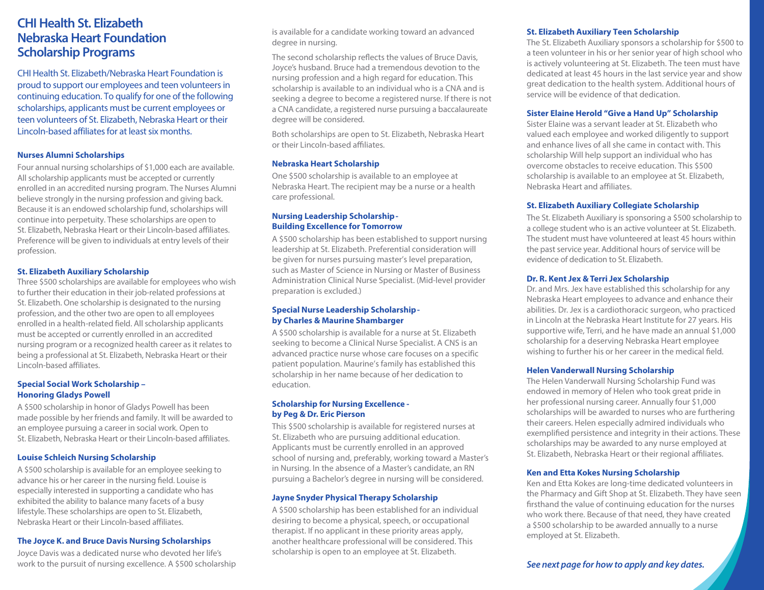# CHI Health St. Elizabeth Nebraska Heart Foundation Scholarship Programs

CHI Health St. Elizabeth/Nebraska Heart Foundation is proud to support our employees and teen volunteers in continuing education. To qualify for one of the following scholarships, applicants must be current employees or teen volunteers of St. Elizabeth, Nebraska Heart or their Lincoln-based affiliates for at least six months.

### Nurses Alumni Scholarships

Four annual nursing scholarships of $1,000 each are available. All scholarship applicants must be accepted or currently enrolled in an accredited nursing program. The Nurses Alumni believe strongly in the nursing profession and giving back. Because it is an endowed scholarship fund, scholarships will continue into perpetuity. These scholarships are open to St. Elizabeth, Nebraska Heart or their Lincoln-based affiliates. Preference will be given to individuals at entry levels of their profession.

### St. Elizabeth Auxiliary Scholarship

Three $500 scholarships are available for employees who wish to further their education in their job-related professions at St. Elizabeth. One scholarship is designated to the nursing profession, and the other two are open to all employees enrolled in a health-related field. All scholarship applicants must be accepted or currently enrolled in an accredited nursing program or a recognized health career as it relates to being a professional at St. Elizabeth, Nebraska Heart or their Lincoln-based affiliates.

### Special Social Work Scholarship – Honoring Gladys Powell

A $500 scholarship in honor of Gladys Powell has been made possible by her friends and family. It will be awarded to an employee pursuing a career in social work. Open to St. Elizabeth, Nebraska Heart or their Lincoln-based affiliates.

### Louise Schleich Nursing Scholarship

A $500 scholarship is available for an employee seeking to advance his or her career in the nursing field. Louise is especially interested in supporting a candidate who has exhibited the ability to balance many facets of a busy lifestyle. These scholarships are open to St. Elizabeth, Nebraska Heart or their Lincoln-based affiliates.

### The Joyce K. and Bruce Davis Nursing Scholarships

Joyce Davis was a dedicated nurse who devoted her life's work to the pursuit of nursing excellence. A $500 scholarship is available for a candidate working toward an advanced degree in nursing.

The second scholarship reflects the values of Bruce Davis, Joyce's husband. Bruce had a tremendous devotion to the nursing profession and a high regard for education. This scholarship is available to an individual who is a CNA and is seeking a degree to become a registered nurse. If there is not a CNA candidate, a registered nurse pursuing a baccalaureate degree will be considered.

Both scholarships are open to St. Elizabeth, Nebraska Heart or their Lincoln-based affiliates.

### Nebraska Heart Scholarship

One $500 scholarship is available to an employee at Nebraska Heart. The recipient may be a nurse or a health care professional.

### Nursing Leadership Scholarship - Building Excellence for Tomorrow

A $500 scholarship has been established to support nursing leadership at St. Elizabeth. Preferential consideration will be given for nurses pursuing master's level preparation, such as Master of Science in Nursing or Master of Business Administration Clinical Nurse Specialist. (Mid-level provider preparation is excluded.)

### Special Nurse Leadership Scholarship - by Charles & Maurine Shambarger

A $500 scholarship is available for a nurse at St. Elizabeth seeking to become a Clinical Nurse Specialist. A CNS is an advanced practice nurse whose care focuses on a specific patient population. Maurine's family has established this scholarship in her name because of her dedication to education.

### Scholarship for Nursing Excellence - by Peg & Dr. Eric Pierson

This $500 scholarship is available for registered nurses at St. Elizabeth who are pursuing additional education. Applicants must be currently enrolled in an approved school of nursing and, preferably, working toward a Master's in Nursing. In the absence of a Master's candidate, an RN pursuing a Bachelor's degree in nursing will be considered.

### Jayne Snyder Physical Therapy Scholarship

A $500 scholarship has been established for an individual desiring to become a physical, speech, or occupational therapist. If no applicant in these priority areas apply, another healthcare professional will be considered. This scholarship is open to an employee at St. Elizabeth.

### St. Elizabeth Auxiliary Teen Scholarship

The St. Elizabeth Auxiliary sponsors a scholarship for $500 to a teen volunteer in his or her senior year of high school who is actively volunteering at St. Elizabeth. The teen must have dedicated at least 45 hours in the last service year and show great dedication to the health system. Additional hours of service will be evidence of that dedication.

### Sister Elaine Herold "Give a Hand Up" Scholarship

Sister Elaine was a servant leader at St. Elizabeth who valued each employee and worked diligently to support and enhance lives of all she came in contact with. This scholarship Will help support an individual who has overcome obstacles to receive education. This $500 scholarship is available to an employee at St. Elizabeth, Nebraska Heart and affiliates.

### St. Elizabeth Auxiliary Collegiate Scholarship

The St. Elizabeth Auxiliary is sponsoring a $500 scholarship to a college student who is an active volunteer at St. Elizabeth. The student must have volunteered at least 45 hours within the past service year. Additional hours of service will be evidence of dedication to St. Elizabeth.

### Dr. R. Kent Jex & Terri Jex Scholarship

Dr. and Mrs. Jex have established this scholarship for any Nebraska Heart employees to advance and enhance their abilities. Dr. Jex is a cardiothoracic surgeon, who practiced in Lincoln at the Nebraska Heart Institute for 27 years. His supportive wife, Terri, and he have made an annual $1,000 scholarship for a deserving Nebraska Heart employee wishing to further his or her career in the medical field.

### Helen Vanderwall Nursing Scholarship

The Helen Vanderwall Nursing Scholarship Fund was endowed in memory of Helen who took great pride in her professional nursing career. Annually four $1,000 scholarships will be awarded to nurses who are furthering their careers. Helen especially admired individuals who exemplified persistence and integrity in their actions. These scholarships may be awarded to any nurse employed at St. Elizabeth, Nebraska Heart or their regional affiliates.

### Ken and Etta Kokes Nursing Scholarship

Ken and Etta Kokes are long-time dedicated volunteers in the Pharmacy and Gift Shop at St. Elizabeth. They have seen firsthand the value of continuing education for the nurses who work there. Because of that need, they have created a $500 scholarship to be awarded annually to a nurse employed at St. Elizabeth.

***See next page for how to apply and key dates.***